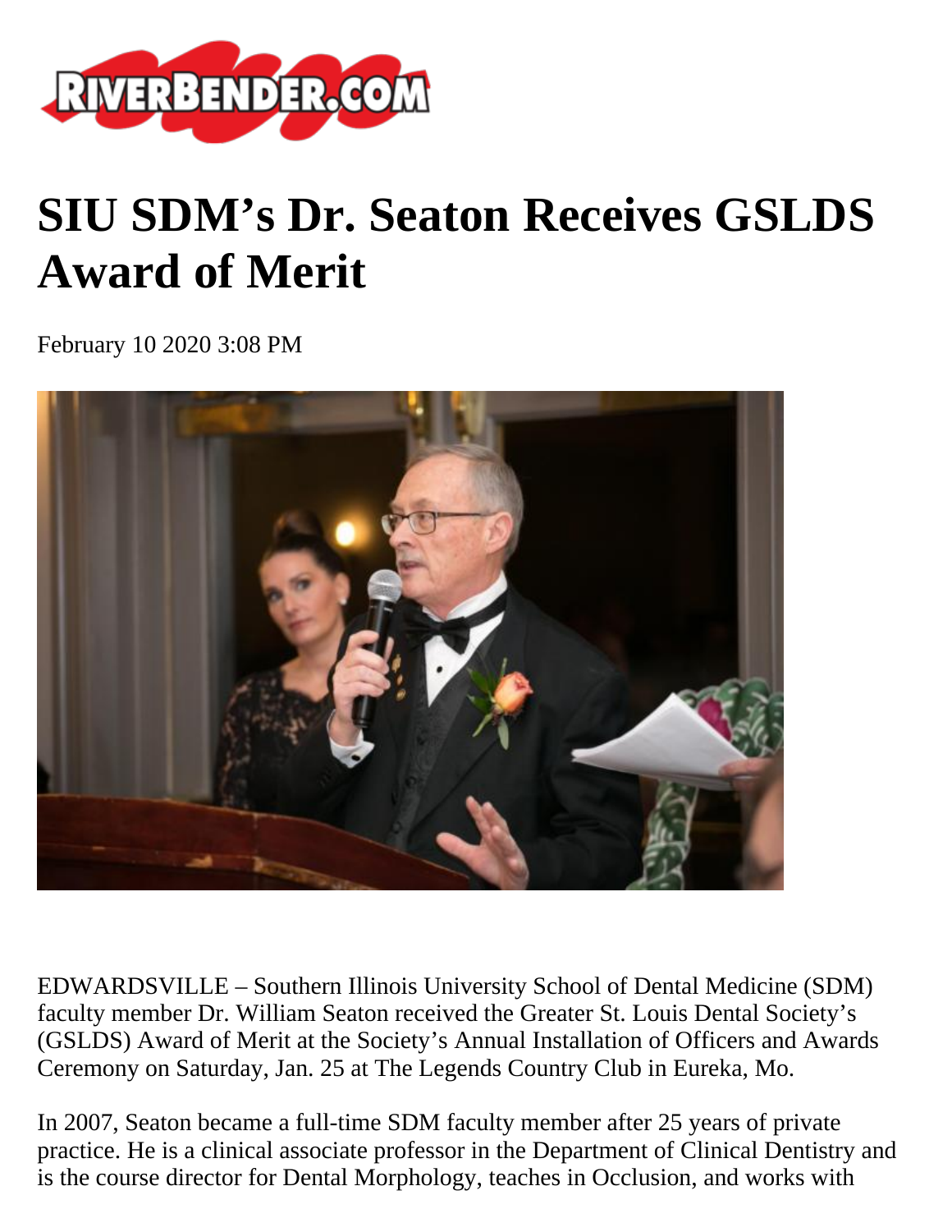# SIU SDM's Dr. Seaton Receives GSLDS Award of Merit

February 10 2020 3:08 PM

EDWARDSVILLE – Southern Illinois University School of Dental Medicine (SDM) faculty member Dr. William Seaton received the Greater St. Louis Dental Society's (GSLDS) Award of Merit at the Society's Annual Installation of Officers and Awards Ceremony on Saturday, Jan. 25 at The Legends Country Club in Eureka, Mo.

In 2007, Seaton became a full-time SDM faculty member after 25 years of private practice. He is a clinical associate professor in the Department of Clinical Dentistry and is the course director for Dental Morphology, teaches in Occlusion, and works with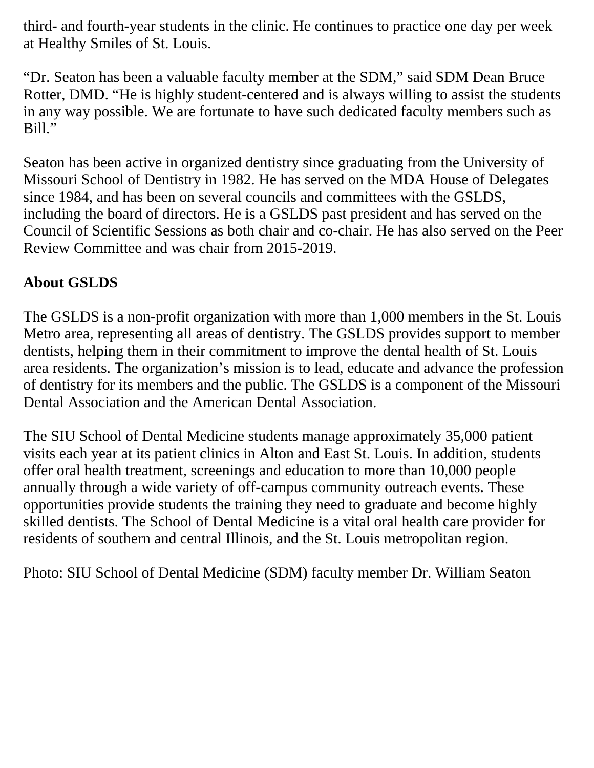third- and fourth-year students in the clinic. He continues to practice one day per week at Healthy Smiles of St. Louis.

“Dr. Seaton has been a valuable faculty member at the SDM,” said SDM Dean Bruce Rotter, DMD. “He is highly student-centered and is always willing to assist the students in any way possible. We are fortunate to have such dedicated faculty members such as Bill.”

Seaton has been active in organized dentistry since graduating from the University of Missouri School of Dentistry in 1982. He has served on the MDA House of Delegates since 1984, and has been on several councils and committees with the GSLDS, including the board of directors. He is a GSLDS past president and has served on the Council of Scientific Sessions as both chair and co-chair. He has also served on the Peer Review Committee and was chair from 2015-2019.

**About GSLDS**

The GSLDS is a non-profit organization with more than 1,000 members in the St. Louis Metro area, representing all areas of dentistry. The GSLDS provides support to member dentists, helping them in their commitment to improve the dental health of St. Louis area residents. The organization’s mission is to lead, educate and advance the profession of dentistry for its members and the public. The GSLDS is a component of the Missouri Dental Association and the American Dental Association.

The SIU School of Dental Medicine students manage approximately 35,000 patient visits each year at its patient clinics in Alton and East St. Louis. In addition, students offer oral health treatment, screenings and education to more than 10,000 people annually through a wide variety of off-campus community outreach events. These opportunities provide students the training they need to graduate and become highly skilled dentists. The School of Dental Medicine is a vital oral health care provider for residents of southern and central Illinois, and the St. Louis metropolitan region.

Photo: SIU School of Dental Medicine (SDM) faculty member Dr. William Seaton